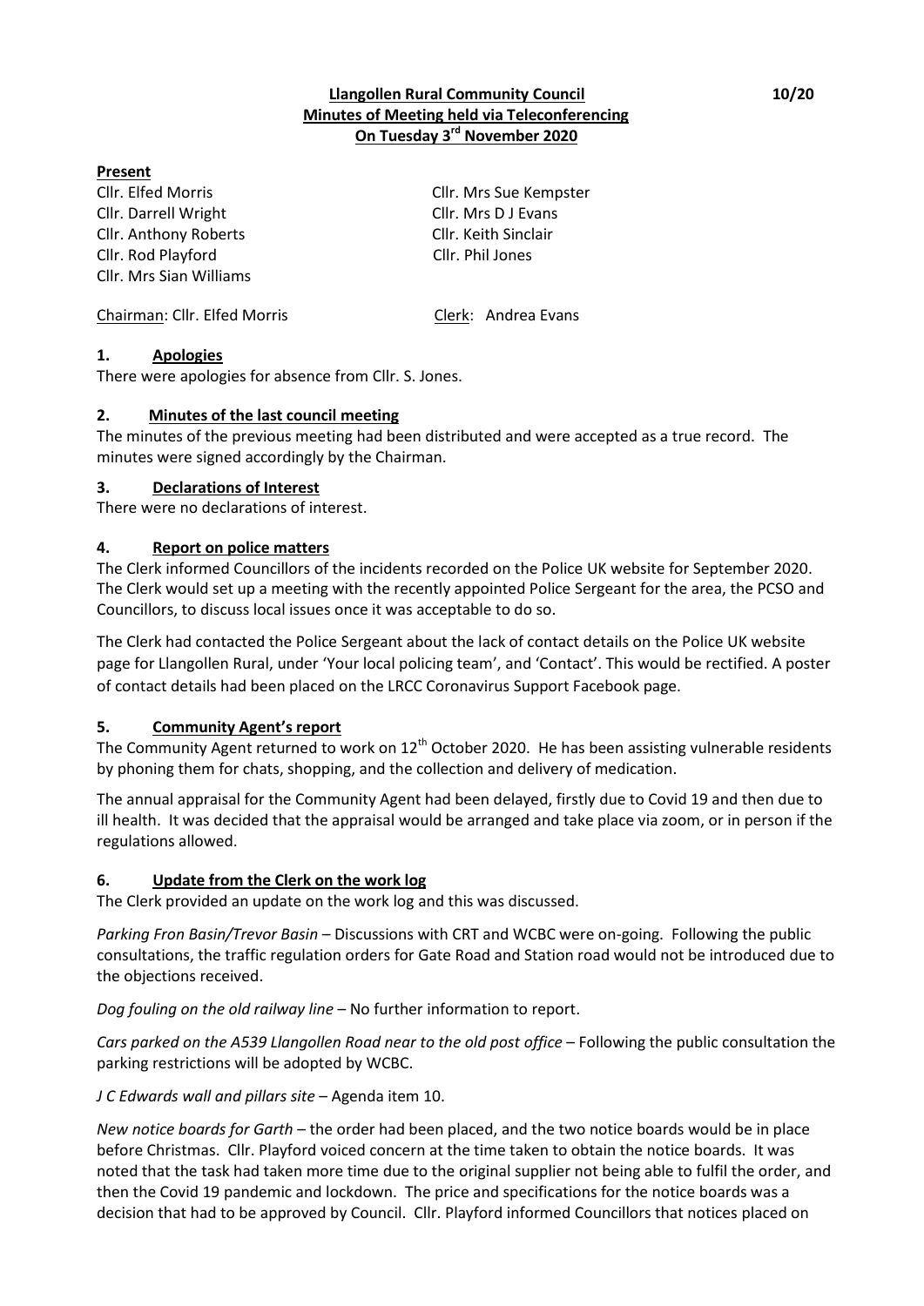**Llangollen Rural Community Council**
**Minutes of Meeting held via Teleconferencing**
**On Tuesday 3rd November 2020**

10/20

**Present**

Cllr. Elfed Morris
Cllr. Darrell Wright
Cllr. Anthony Roberts
Cllr. Rod Playford
Cllr. Mrs Sian Williams
Cllr. Mrs Sue Kempster
Cllr. Mrs D J Evans
Cllr. Keith Sinclair
Cllr. Phil Jones

Chairman: Cllr. Elfed Morris
Clerk: Andrea Evans

## 1. Apologies

There were apologies for absence from Cllr. S. Jones.

## 2. Minutes of the last council meeting

The minutes of the previous meeting had been distributed and were accepted as a true record. The minutes were signed accordingly by the Chairman.

## 3. Declarations of Interest

There were no declarations of interest.

## 4. Report on police matters

The Clerk informed Councillors of the incidents recorded on the Police UK website for September 2020. The Clerk would set up a meeting with the recently appointed Police Sergeant for the area, the PCSO and Councillors, to discuss local issues once it was acceptable to do so.

The Clerk had contacted the Police Sergeant about the lack of contact details on the Police UK website page for Llangollen Rural, under 'Your local policing team', and 'Contact'. This would be rectified. A poster of contact details had been placed on the LRCC Coronavirus Support Facebook page.

## 5. Community Agent's report

The Community Agent returned to work on 12th October 2020. He has been assisting vulnerable residents by phoning them for chats, shopping, and the collection and delivery of medication.

The annual appraisal for the Community Agent had been delayed, firstly due to Covid 19 and then due to ill health. It was decided that the appraisal would be arranged and take place via zoom, or in person if the regulations allowed.

## 6. Update from the Clerk on the work log

The Clerk provided an update on the work log and this was discussed.

*Parking Fron Basin/Trevor Basin* – Discussions with CRT and WCBC were on-going. Following the public consultations, the traffic regulation orders for Gate Road and Station road would not be introduced due to the objections received.

*Dog fouling on the old railway line* – No further information to report.

*Cars parked on the A539 Llangollen Road near to the old post office* – Following the public consultation the parking restrictions will be adopted by WCBC.

*J C Edwards wall and pillars site* – Agenda item 10.

*New notice boards for Garth* – the order had been placed, and the two notice boards would be in place before Christmas. Cllr. Playford voiced concern at the time taken to obtain the notice boards. It was noted that the task had taken more time due to the original supplier not being able to fulfil the order, and then the Covid 19 pandemic and lockdown. The price and specifications for the notice boards was a decision that had to be approved by Council. Cllr. Playford informed Councillors that notices placed on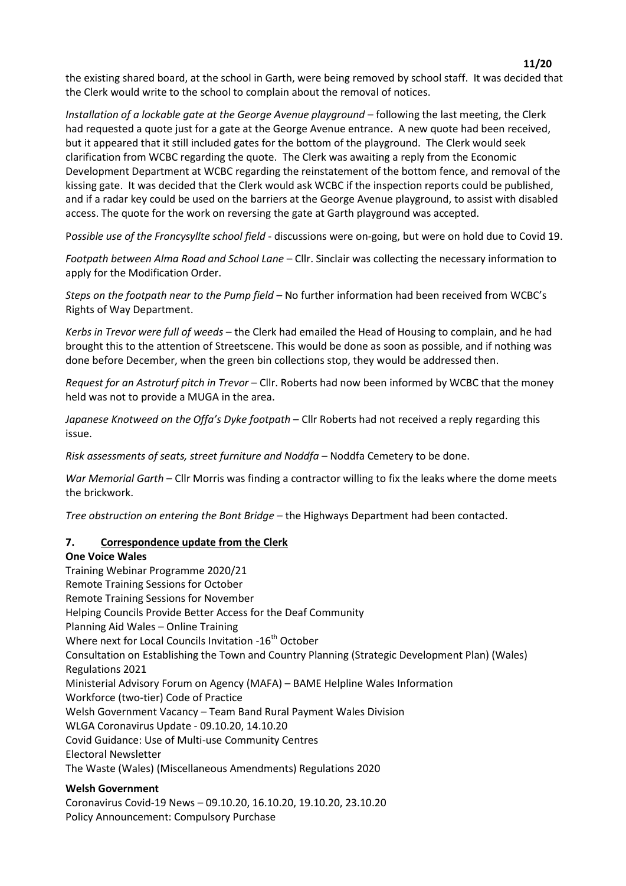the existing shared board, at the school in Garth, were being removed by school staff. It was decided that the Clerk would write to the school to complain about the removal of notices.

*Installation of a lockable gate at the George Avenue playground* – following the last meeting, the Clerk had requested a quote just for a gate at the George Avenue entrance. A new quote had been received, but it appeared that it still included gates for the bottom of the playground. The Clerk would seek clarification from WCBC regarding the quote. The Clerk was awaiting a reply from the Economic Development Department at WCBC regarding the reinstatement of the bottom fence, and removal of the kissing gate. It was decided that the Clerk would ask WCBC if the inspection reports could be published, and if a radar key could be used on the barriers at the George Avenue playground, to assist with disabled access. The quote for the work on reversing the gate at Garth playground was accepted.

*Possible use of the Froncysyllte school field* - discussions were on-going, but were on hold due to Covid 19.

*Footpath between Alma Road and School Lane* – Cllr. Sinclair was collecting the necessary information to apply for the Modification Order.

*Steps on the footpath near to the Pump field* – No further information had been received from WCBC's Rights of Way Department.

*Kerbs in Trevor were full of weeds* – the Clerk had emailed the Head of Housing to complain, and he had brought this to the attention of Streetscene. This would be done as soon as possible, and if nothing was done before December, when the green bin collections stop, they would be addressed then.

*Request for an Astroturf pitch in Trevor* – Cllr. Roberts had now been informed by WCBC that the money held was not to provide a MUGA in the area.

*Japanese Knotweed on the Offa's Dyke footpath* – Cllr Roberts had not received a reply regarding this issue.

*Risk assessments of seats, street furniture and Noddfa* – Noddfa Cemetery to be done.

*War Memorial Garth* – Cllr Morris was finding a contractor willing to fix the leaks where the dome meets the brickwork.

*Tree obstruction on entering the Bont Bridge* – the Highways Department had been contacted.

## 7. Correspondence update from the Clerk

**One Voice Wales**

Training Webinar Programme 2020/21
Remote Training Sessions for October
Remote Training Sessions for November
Helping Councils Provide Better Access for the Deaf Community
Planning Aid Wales – Online Training
Where next for Local Councils Invitation -16th October
Consultation on Establishing the Town and Country Planning (Strategic Development Plan) (Wales) Regulations 2021
Ministerial Advisory Forum on Agency (MAFA) – BAME Helpline Wales Information
Workforce (two-tier) Code of Practice
Welsh Government Vacancy – Team Band Rural Payment Wales Division
WLGA Coronavirus Update - 09.10.20, 14.10.20
Covid Guidance: Use of Multi-use Community Centres
Electoral Newsletter
The Waste (Wales) (Miscellaneous Amendments) Regulations 2020

**Welsh Government**

Coronavirus Covid-19 News – 09.10.20, 16.10.20, 19.10.20, 23.10.20
Policy Announcement: Compulsory Purchase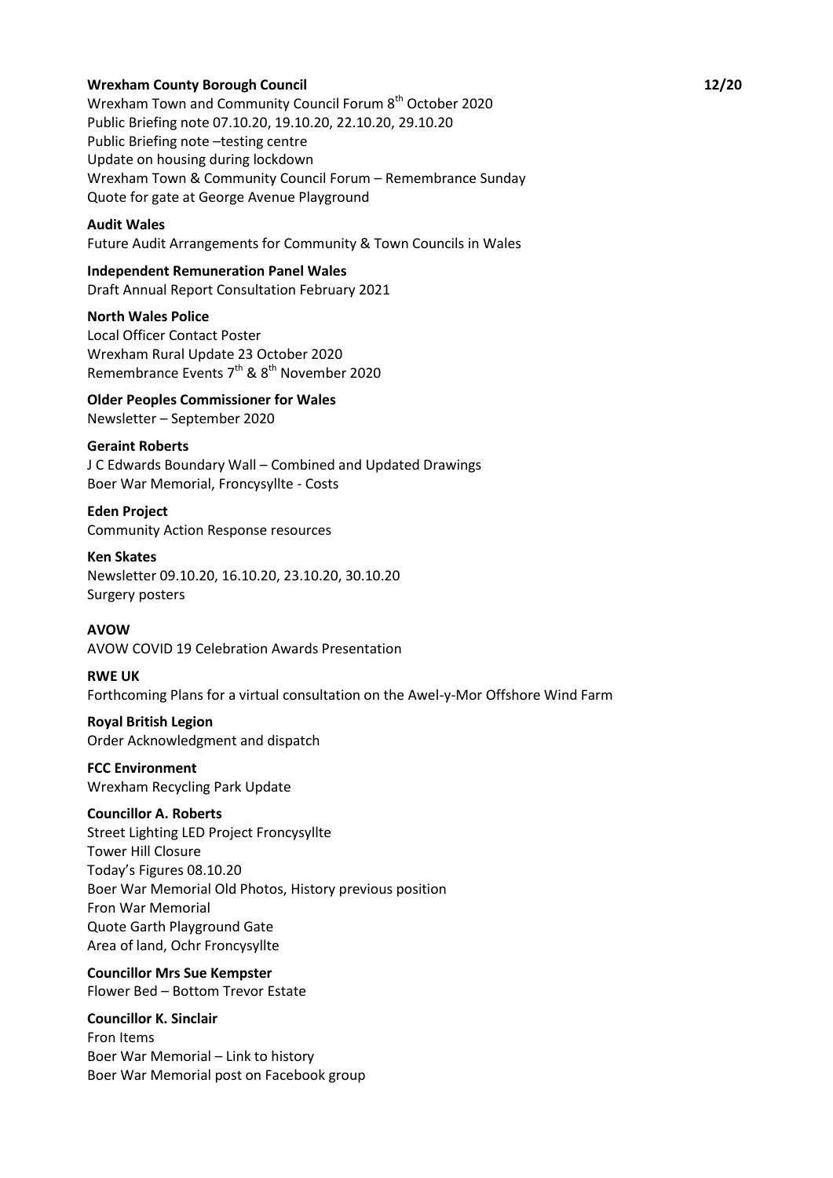**Wrexham County Borough Council** 12/20

Wrexham Town and Community Council Forum 8th October 2020
Public Briefing note 07.10.20, 19.10.20, 22.10.20, 29.10.20
Public Briefing note –testing centre
Update on housing during lockdown
Wrexham Town & Community Council Forum – Remembrance Sunday
Quote for gate at George Avenue Playground

**Audit Wales**

Future Audit Arrangements for Community & Town Councils in Wales

**Independent Remuneration Panel Wales**

Draft Annual Report Consultation February 2021

**North Wales Police**

Local Officer Contact Poster
Wrexham Rural Update 23 October 2020
Remembrance Events 7th & 8th November 2020

**Older Peoples Commissioner for Wales**

Newsletter – September 2020

**Geraint Roberts**

J C Edwards Boundary Wall – Combined and Updated Drawings
Boer War Memorial, Froncysyllte - Costs

**Eden Project**

Community Action Response resources

**Ken Skates**

Newsletter 09.10.20, 16.10.20, 23.10.20, 30.10.20
Surgery posters

**AVOW**

AVOW COVID 19 Celebration Awards Presentation

**RWE UK**

Forthcoming Plans for a virtual consultation on the Awel-y-Mor Offshore Wind Farm

**Royal British Legion**

Order Acknowledgment and dispatch

**FCC Environment**

Wrexham Recycling Park Update

**Councillor A. Roberts**

Street Lighting LED Project Froncysyllte
Tower Hill Closure
Today's Figures 08.10.20
Boer War Memorial Old Photos, History previous position
Fron War Memorial
Quote Garth Playground Gate
Area of land, Ochr Froncysyllte

**Councillor Mrs Sue Kempster**

Flower Bed – Bottom Trevor Estate

**Councillor K. Sinclair**

Fron Items
Boer War Memorial – Link to history
Boer War Memorial post on Facebook group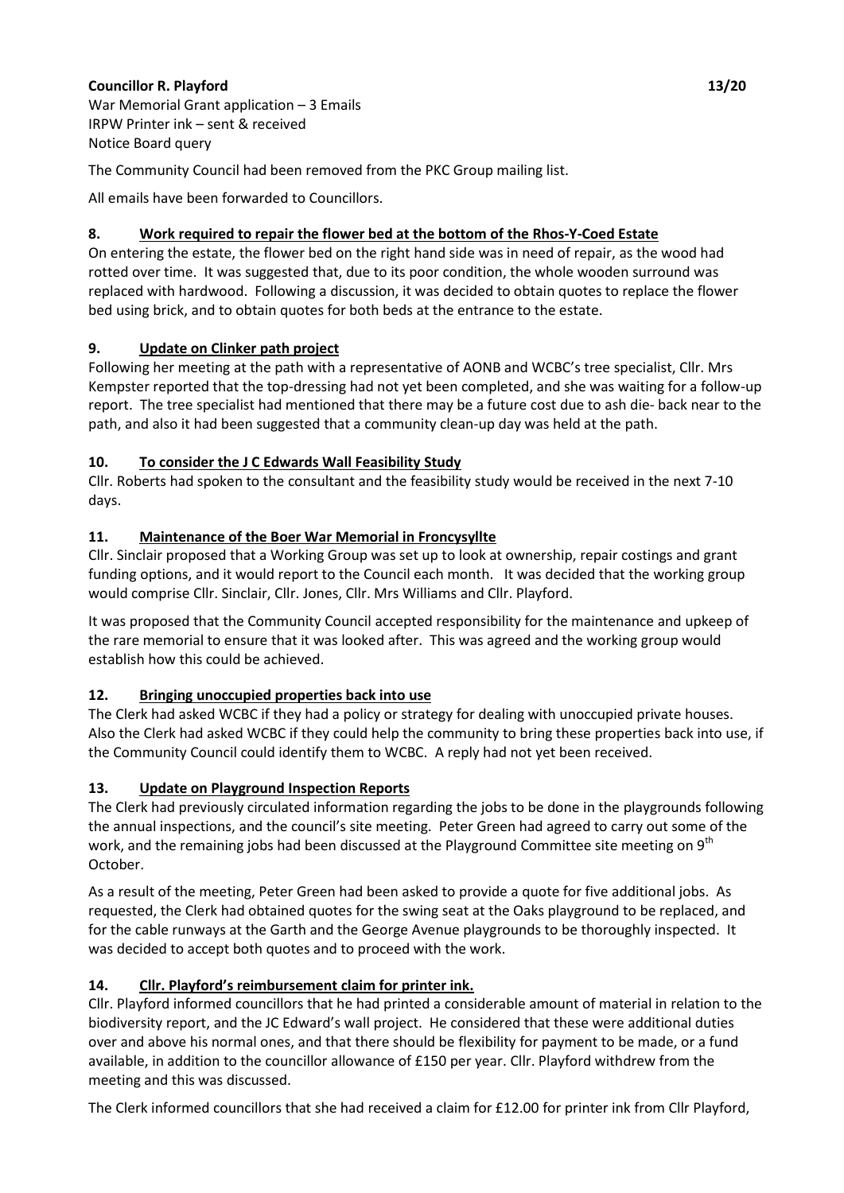**Councillor R. Playford** 13/20

War Memorial Grant application – 3 Emails
IRPW Printer ink – sent & received
Notice Board query

The Community Council had been removed from the PKC Group mailing list.

All emails have been forwarded to Councillors.

## 8. Work required to repair the flower bed at the bottom of the Rhos-Y-Coed Estate

On entering the estate, the flower bed on the right hand side was in need of repair, as the wood had rotted over time. It was suggested that, due to its poor condition, the whole wooden surround was replaced with hardwood. Following a discussion, it was decided to obtain quotes to replace the flower bed using brick, and to obtain quotes for both beds at the entrance to the estate.

## 9. Update on Clinker path project

Following her meeting at the path with a representative of AONB and WCBC's tree specialist, Cllr. Mrs Kempster reported that the top-dressing had not yet been completed, and she was waiting for a follow-up report. The tree specialist had mentioned that there may be a future cost due to ash die- back near to the path, and also it had been suggested that a community clean-up day was held at the path.

## 10. To consider the J C Edwards Wall Feasibility Study

Cllr. Roberts had spoken to the consultant and the feasibility study would be received in the next 7-10 days.

## 11. Maintenance of the Boer War Memorial in Froncysyllte

Cllr. Sinclair proposed that a Working Group was set up to look at ownership, repair costings and grant funding options, and it would report to the Council each month. It was decided that the working group would comprise Cllr. Sinclair, Cllr. Jones, Cllr. Mrs Williams and Cllr. Playford.

It was proposed that the Community Council accepted responsibility for the maintenance and upkeep of the rare memorial to ensure that it was looked after. This was agreed and the working group would establish how this could be achieved.

## 12. Bringing unoccupied properties back into use

The Clerk had asked WCBC if they had a policy or strategy for dealing with unoccupied private houses. Also the Clerk had asked WCBC if they could help the community to bring these properties back into use, if the Community Council could identify them to WCBC. A reply had not yet been received.

## 13. Update on Playground Inspection Reports

The Clerk had previously circulated information regarding the jobs to be done in the playgrounds following the annual inspections, and the council's site meeting. Peter Green had agreed to carry out some of the work, and the remaining jobs had been discussed at the Playground Committee site meeting on 9th October.

As a result of the meeting, Peter Green had been asked to provide a quote for five additional jobs. As requested, the Clerk had obtained quotes for the swing seat at the Oaks playground to be replaced, and for the cable runways at the Garth and the George Avenue playgrounds to be thoroughly inspected. It was decided to accept both quotes and to proceed with the work.

## 14. Cllr. Playford's reimbursement claim for printer ink.

Cllr. Playford informed councillors that he had printed a considerable amount of material in relation to the biodiversity report, and the JC Edward's wall project. He considered that these were additional duties over and above his normal ones, and that there should be flexibility for payment to be made, or a fund available, in addition to the councillor allowance of £150 per year. Cllr. Playford withdrew from the meeting and this was discussed.

The Clerk informed councillors that she had received a claim for £12.00 for printer ink from Cllr Playford,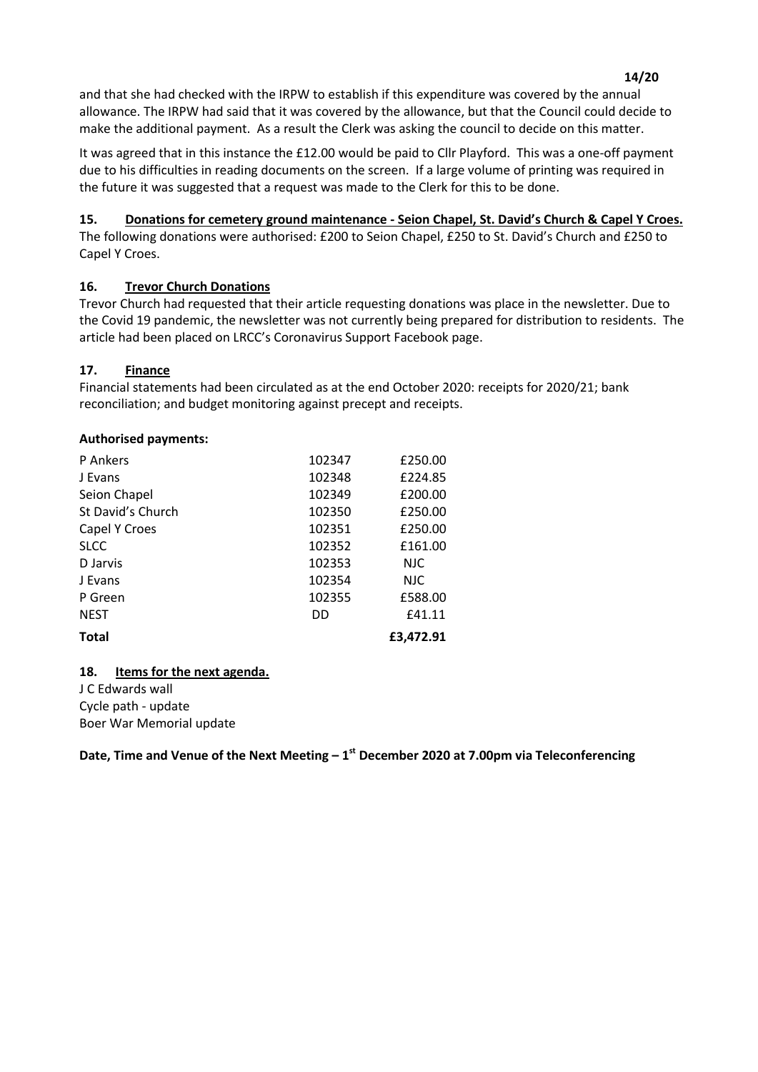and that she had checked with the IRPW to establish if this expenditure was covered by the annual allowance. The IRPW had said that it was covered by the allowance, but that the Council could decide to make the additional payment. As a result the Clerk was asking the council to decide on this matter.

It was agreed that in this instance the £12.00 would be paid to Cllr Playford. This was a one-off payment due to his difficulties in reading documents on the screen. If a large volume of printing was required in the future it was suggested that a request was made to the Clerk for this to be done.

**15. <u>Donations for cemetery ground maintenance - Seion Chapel, St. David's Church & Capel Y Croes.</u>**

The following donations were authorised: £200 to Seion Chapel, £250 to St. David's Church and £250 to Capel Y Croes.

**16. <u>Trevor Church Donations</u>**

Trevor Church had requested that their article requesting donations was place in the newsletter. Due to the Covid 19 pandemic, the newsletter was not currently being prepared for distribution to residents. The article had been placed on LRCC's Coronavirus Support Facebook page.

**17. <u>Finance</u>**

Financial statements had been circulated as at the end October 2020: receipts for 2020/21; bank reconciliation; and budget monitoring against precept and receipts.

**Authorised payments:**

| | | |
|---|---|---|
| P Ankers | 102347 | £250.00 |
| J Evans | 102348 | £224.85 |
| Seion Chapel | 102349 | £200.00 |
| St David's Church | 102350 | £250.00 |
| Capel Y Croes | 102351 | £250.00 |
| SLCC | 102352 | £161.00 |
| D Jarvis | 102353 | NJC |
| J Evans | 102354 | NJC |
| P Green | 102355 | £588.00 |
| NEST | DD | £41.11 |
| **Total** | | **£3,472.91** |

**18. <u>Items for the next agenda.</u>**

J C Edwards wall
Cycle path - update
Boer War Memorial update

**Date, Time and Venue of the Next Meeting – 1st December 2020 at 7.00pm via Teleconferencing**